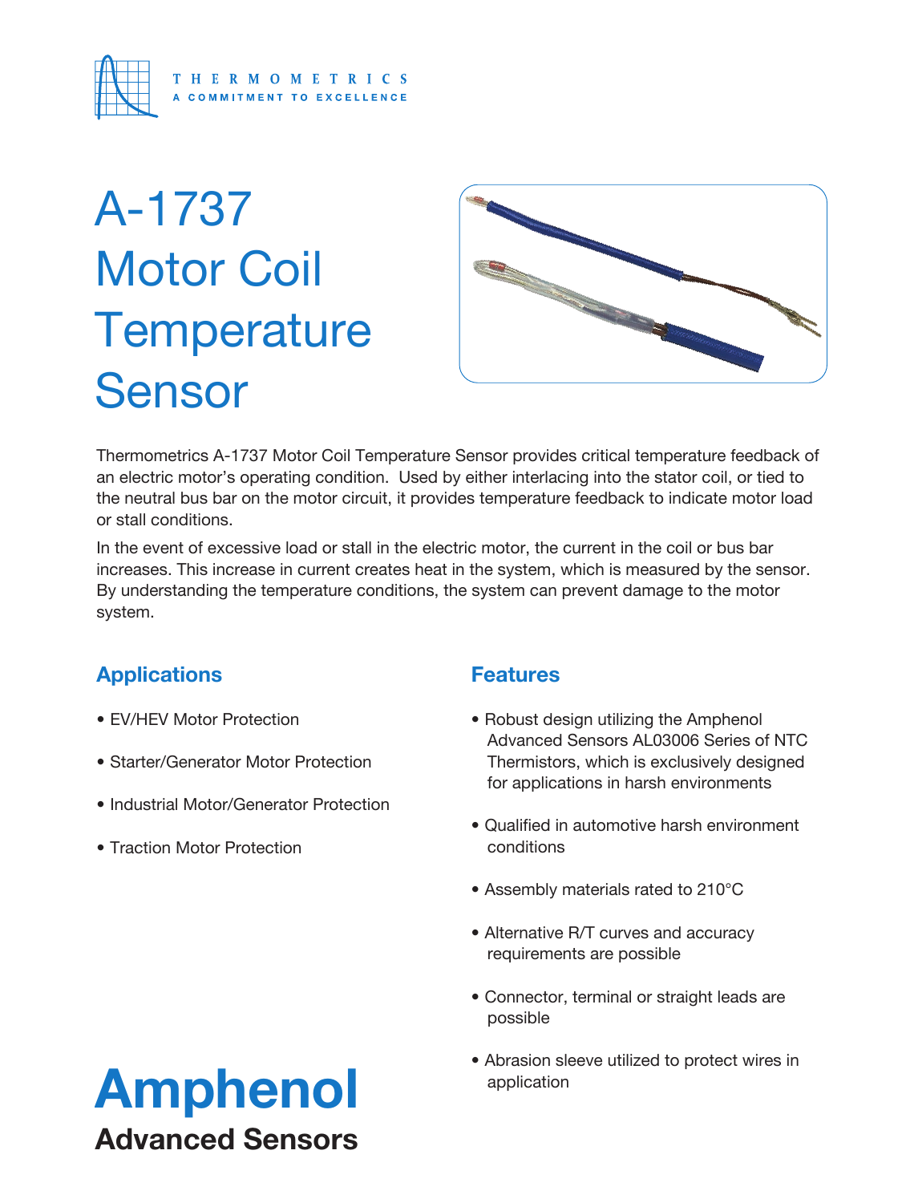THERMOMETRICS
A COMMITMENT TO EXCELLENCE

# A-1737 Motor Coil Temperature Sensor

Thermometrics A-1737 Motor Coil Temperature Sensor provides critical temperature feedback of an electric motor's operating condition. Used by either interlacing into the stator coil, or tied to the neutral bus bar on the motor circuit, it provides temperature feedback to indicate motor load or stall conditions.

In the event of excessive load or stall in the electric motor, the current in the coil or bus bar increases. This increase in current creates heat in the system, which is measured by the sensor. By understanding the temperature conditions, the system can prevent damage to the motor system.

## Applications

- EV/HEV Motor Protection
- Starter/Generator Motor Protection
- Industrial Motor/Generator Protection
- Traction Motor Protection

## Features

- Robust design utilizing the Amphenol Advanced Sensors AL03006 Series of NTC Thermistors, which is exclusively designed for applications in harsh environments
- Qualified in automotive harsh environment conditions
- Assembly materials rated to 210°C
- Alternative R/T curves and accuracy requirements are possible
- Connector, terminal or straight leads are possible
- Abrasion sleeve utilized to protect wires in application

**Amphenol**
**Advanced Sensors**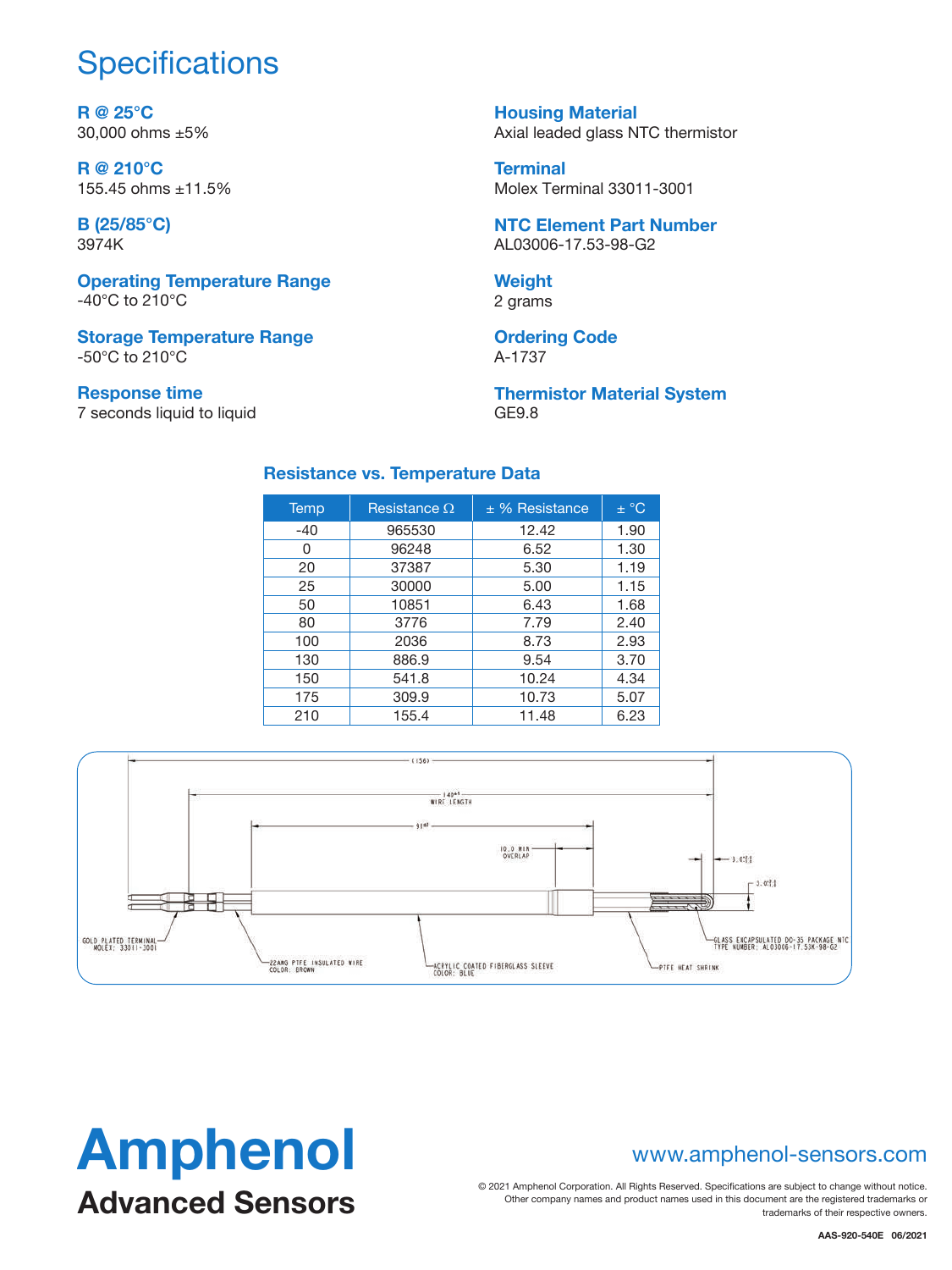# Specifications

**R @ 25°C**
30,000 ohms ±5%

**R @ 210°C**
155.45 ohms ±11.5%

**B (25/85°C)**
3974K

**Operating Temperature Range**
-40°C to 210°C

**Storage Temperature Range**
-50°C to 210°C

**Response time**
7 seconds liquid to liquid

**Housing Material**
Axial leaded glass NTC thermistor

**Terminal**
Molex Terminal 33011-3001

**NTC Element Part Number**
AL03006-17.53-98-G2

**Weight**
2 grams

**Ordering Code**
A-1737

**Thermistor Material System**
GE9.8

## Resistance vs. Temperature Data

| Temp | Resistance Ω | ± % Resistance | ± °C |
|---|---|---|---|
| -40 | 965530 | 12.42 | 1.90 |
| 0 | 96248 | 6.52 | 1.30 |
| 20 | 37387 | 5.30 | 1.19 |
| 25 | 30000 | 5.00 | 1.15 |
| 50 | 10851 | 6.43 | 1.68 |
| 80 | 3776 | 7.79 | 2.40 |
| 100 | 2036 | 8.73 | 2.93 |
| 130 | 886.9 | 9.54 | 3.70 |
| 150 | 541.8 | 10.24 | 4.34 |
| 175 | 309.9 | 10.73 | 5.07 |
| 210 | 155.4 | 11.48 | 6.23 |

(156)
140 WIRE LENGTH
91
10.0 MIN OVERLAP
GOLD PLATED TERMINAL MOLEX: 33011-3001
22AWG PTFE INSULATED WIRE COLOR: BROWN
ACRYLIC COATED FIBERGLASS SLEEVE COLOR: BLUE
PTFE HEAT SHRINK
GLASS ENCAPSULATED DO-35 PACKAGE NTC TYPE NUMBER: AL03006-17.53K-98-G2

**Amphenol**
**Advanced Sensors**

www.amphenol-sensors.com

© 2021 Amphenol Corporation. All Rights Reserved. Specifications are subject to change without notice. Other company names and product names used in this document are the registered trademarks or trademarks of their respective owners.

AAS-920-540E 06/2021